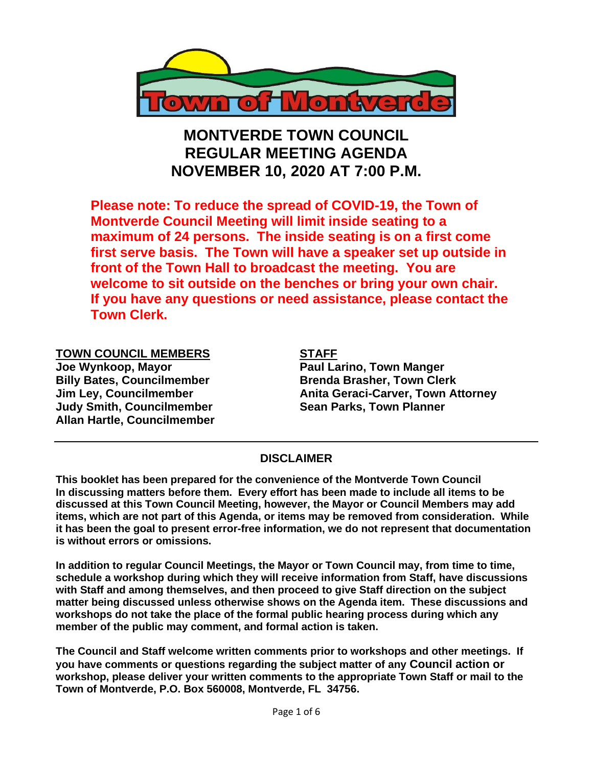Town of Montverde

# MONTVERDE TOWN COUNCIL
# REGULAR MEETING AGENDA
# NOVEMBER 10, 2020 AT 7:00 P.M.

**Please note: To reduce the spread of COVID-19, the Town of Montverde Council Meeting will limit inside seating to a maximum of 24 persons. The inside seating is on a first come first serve basis. The Town will have a speaker set up outside in front of the Town Hall to broadcast the meeting. You are welcome to sit outside on the benches or bring your own chair. If you have any questions or need assistance, please contact the Town Clerk.**

**TOWN COUNCIL MEMBERS**
**Joe Wynkoop, Mayor**
**Billy Bates, Councilmember**
**Jim Ley, Councilmember**
**Judy Smith, Councilmember**
**Allan Hartle, Councilmember**

**STAFF**
**Paul Larino, Town Manger**
**Brenda Brasher, Town Clerk**
**Anita Geraci-Carver, Town Attorney**
**Sean Parks, Town Planner**

---

## DISCLAIMER

**This booklet has been prepared for the convenience of the Montverde Town Council In discussing matters before them. Every effort has been made to include all items to be discussed at this Town Council Meeting, however, the Mayor or Council Members may add items, which are not part of this Agenda, or items may be removed from consideration. While it has been the goal to present error-free information, we do not represent that documentation is without errors or omissions.**

**In addition to regular Council Meetings, the Mayor or Town Council may, from time to time, schedule a workshop during which they will receive information from Staff, have discussions with Staff and among themselves, and then proceed to give Staff direction on the subject matter being discussed unless otherwise shows on the Agenda item. These discussions and workshops do not take the place of the formal public hearing process during which any member of the public may comment, and formal action is taken.**

**The Council and Staff welcome written comments prior to workshops and other meetings. If you have comments or questions regarding the subject matter of any Council action or workshop, please deliver your written comments to the appropriate Town Staff or mail to the Town of Montverde, P.O. Box 560008, Montverde, FL 34756.**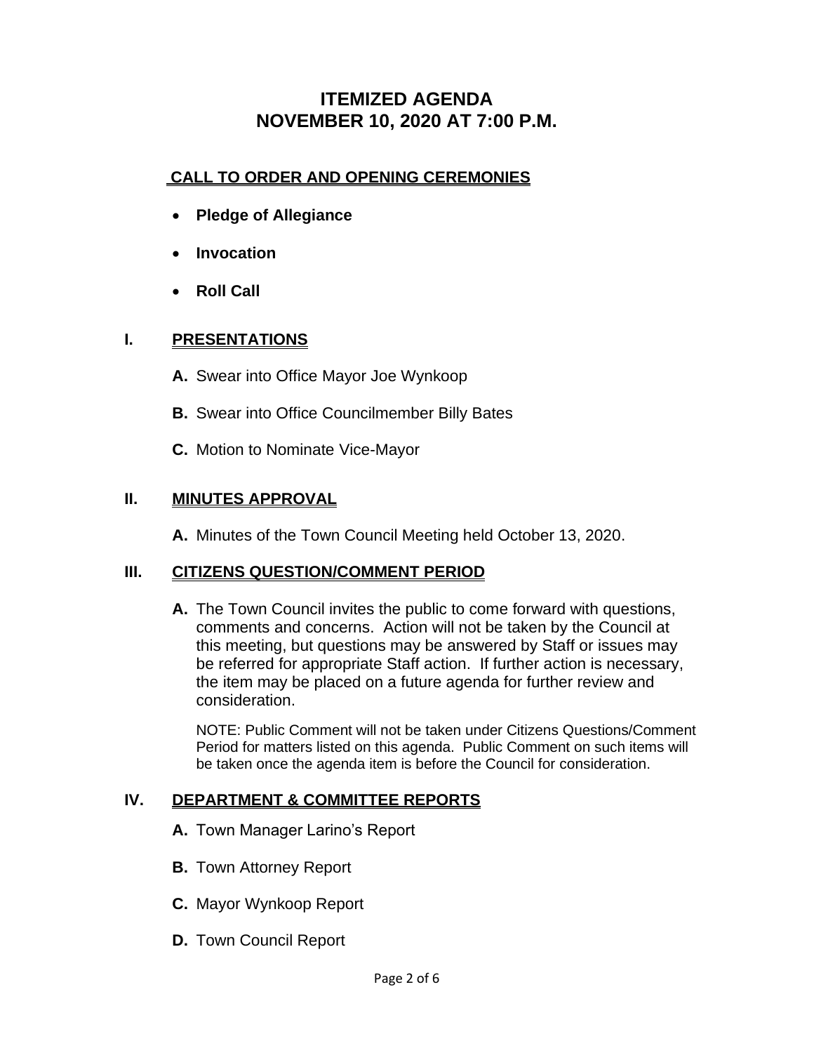# ITEMIZED AGENDA
# NOVEMBER 10, 2020 AT 7:00 P.M.

## CALL TO ORDER AND OPENING CEREMONIES

- **Pledge of Allegiance**
- **Invocation**
- **Roll Call**

## I. PRESENTATIONS

**A.** Swear into Office Mayor Joe Wynkoop

**B.** Swear into Office Councilmember Billy Bates

**C.** Motion to Nominate Vice-Mayor

## II. MINUTES APPROVAL

**A.** Minutes of the Town Council Meeting held October 13, 2020.

## III. CITIZENS QUESTION/COMMENT PERIOD

**A.** The Town Council invites the public to come forward with questions, comments and concerns. Action will not be taken by the Council at this meeting, but questions may be answered by Staff or issues may be referred for appropriate Staff action. If further action is necessary, the item may be placed on a future agenda for further review and consideration.

NOTE: Public Comment will not be taken under Citizens Questions/Comment Period for matters listed on this agenda. Public Comment on such items will be taken once the agenda item is before the Council for consideration.

## IV. DEPARTMENT & COMMITTEE REPORTS

**A.** Town Manager Larino's Report

**B.** Town Attorney Report

**C.** Mayor Wynkoop Report

**D.** Town Council Report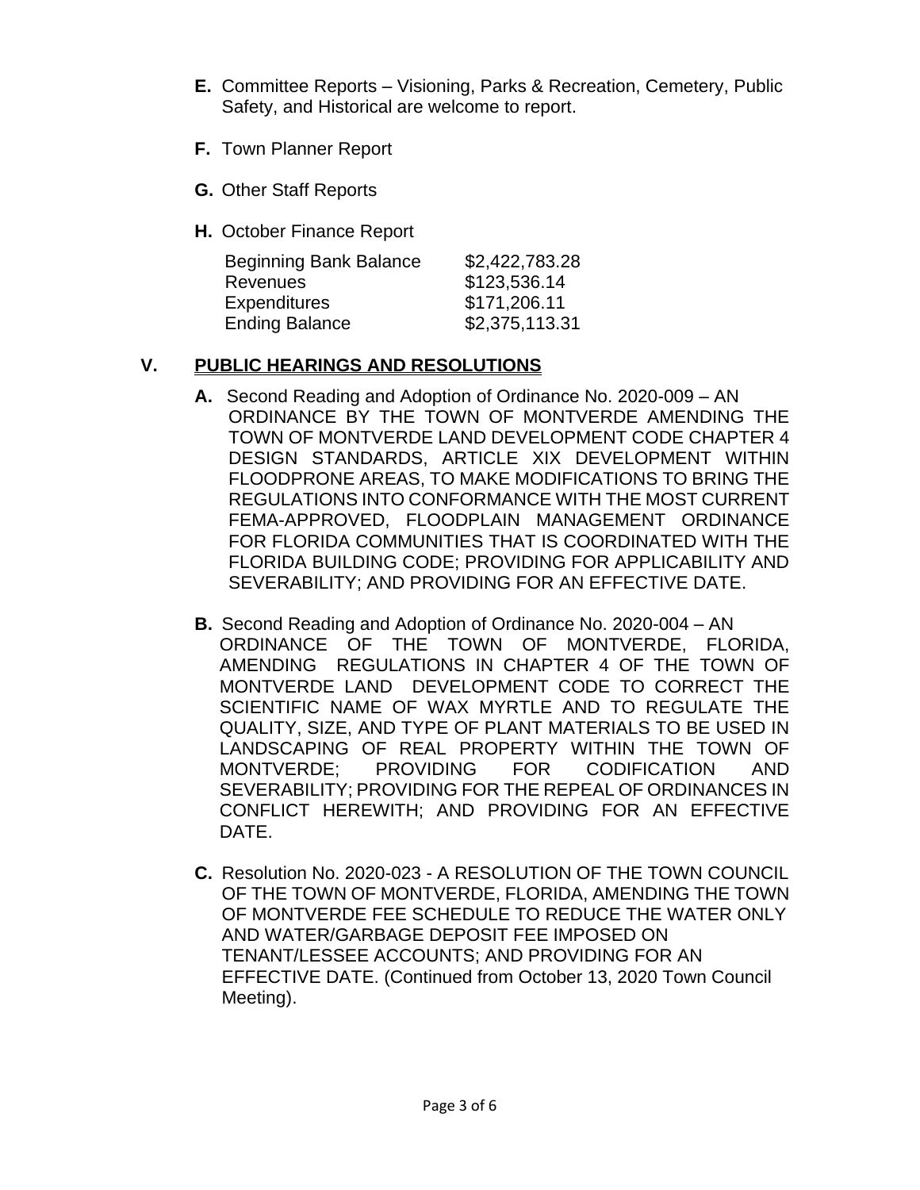**E.** Committee Reports – Visioning, Parks & Recreation, Cemetery, Public Safety, and Historical are welcome to report.

**F.** Town Planner Report

**G.** Other Staff Reports

**H.** October Finance Report

| | |
|---|---|
| Beginning Bank Balance | $2,422,783.28 |
| Revenues | $123,536.14 |
| Expenditures | $171,206.11 |
| Ending Balance | $2,375,113.31 |

## V. PUBLIC HEARINGS AND RESOLUTIONS

**A.** Second Reading and Adoption of Ordinance No. 2020-009 – AN ORDINANCE BY THE TOWN OF MONTVERDE AMENDING THE TOWN OF MONTVERDE LAND DEVELOPMENT CODE CHAPTER 4 DESIGN STANDARDS, ARTICLE XIX DEVELOPMENT WITHIN FLOODPRONE AREAS, TO MAKE MODIFICATIONS TO BRING THE REGULATIONS INTO CONFORMANCE WITH THE MOST CURRENT FEMA-APPROVED, FLOODPLAIN MANAGEMENT ORDINANCE FOR FLORIDA COMMUNITIES THAT IS COORDINATED WITH THE FLORIDA BUILDING CODE; PROVIDING FOR APPLICABILITY AND SEVERABILITY; AND PROVIDING FOR AN EFFECTIVE DATE.

**B.** Second Reading and Adoption of Ordinance No. 2020-004 – AN ORDINANCE OF THE TOWN OF MONTVERDE, FLORIDA, AMENDING REGULATIONS IN CHAPTER 4 OF THE TOWN OF MONTVERDE LAND DEVELOPMENT CODE TO CORRECT THE SCIENTIFIC NAME OF WAX MYRTLE AND TO REGULATE THE QUALITY, SIZE, AND TYPE OF PLANT MATERIALS TO BE USED IN LANDSCAPING OF REAL PROPERTY WITHIN THE TOWN OF MONTVERDE; PROVIDING FOR CODIFICATION AND SEVERABILITY; PROVIDING FOR THE REPEAL OF ORDINANCES IN CONFLICT HEREWITH; AND PROVIDING FOR AN EFFECTIVE DATE.

**C.** Resolution No. 2020-023 - A RESOLUTION OF THE TOWN COUNCIL OF THE TOWN OF MONTVERDE, FLORIDA, AMENDING THE TOWN OF MONTVERDE FEE SCHEDULE TO REDUCE THE WATER ONLY AND WATER/GARBAGE DEPOSIT FEE IMPOSED ON TENANT/LESSEE ACCOUNTS; AND PROVIDING FOR AN EFFECTIVE DATE. (Continued from October 13, 2020 Town Council Meeting).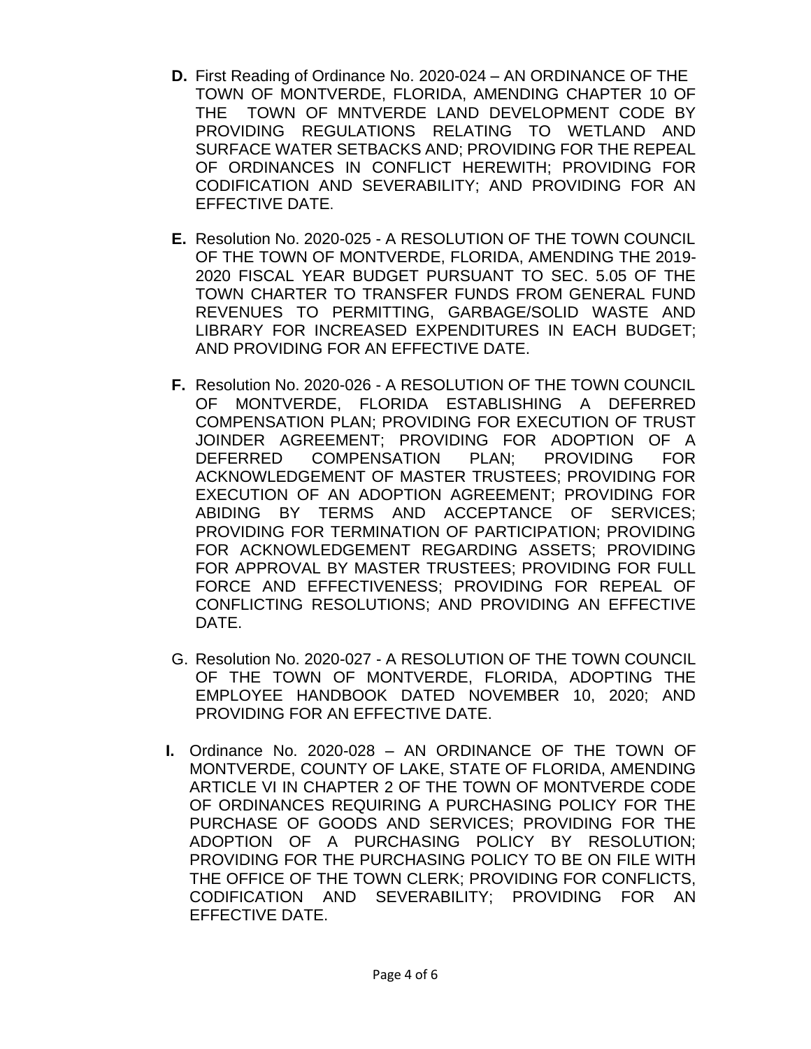**D.** First Reading of Ordinance No. 2020-024 – AN ORDINANCE OF THE TOWN OF MONTVERDE, FLORIDA, AMENDING CHAPTER 10 OF THE TOWN OF MNTVERDE LAND DEVELOPMENT CODE BY PROVIDING REGULATIONS RELATING TO WETLAND AND SURFACE WATER SETBACKS AND; PROVIDING FOR THE REPEAL OF ORDINANCES IN CONFLICT HEREWITH; PROVIDING FOR CODIFICATION AND SEVERABILITY; AND PROVIDING FOR AN EFFECTIVE DATE.

**E.** Resolution No. 2020-025 - A RESOLUTION OF THE TOWN COUNCIL OF THE TOWN OF MONTVERDE, FLORIDA, AMENDING THE 2019-2020 FISCAL YEAR BUDGET PURSUANT TO SEC. 5.05 OF THE TOWN CHARTER TO TRANSFER FUNDS FROM GENERAL FUND REVENUES TO PERMITTING, GARBAGE/SOLID WASTE AND LIBRARY FOR INCREASED EXPENDITURES IN EACH BUDGET; AND PROVIDING FOR AN EFFECTIVE DATE.

**F.** Resolution No. 2020-026 - A RESOLUTION OF THE TOWN COUNCIL OF MONTVERDE, FLORIDA ESTABLISHING A DEFERRED COMPENSATION PLAN; PROVIDING FOR EXECUTION OF TRUST JOINDER AGREEMENT; PROVIDING FOR ADOPTION OF A DEFERRED COMPENSATION PLAN; PROVIDING FOR ACKNOWLEDGEMENT OF MASTER TRUSTEES; PROVIDING FOR EXECUTION OF AN ADOPTION AGREEMENT; PROVIDING FOR ABIDING BY TERMS AND ACCEPTANCE OF SERVICES; PROVIDING FOR TERMINATION OF PARTICIPATION; PROVIDING FOR ACKNOWLEDGEMENT REGARDING ASSETS; PROVIDING FOR APPROVAL BY MASTER TRUSTEES; PROVIDING FOR FULL FORCE AND EFFECTIVENESS; PROVIDING FOR REPEAL OF CONFLICTING RESOLUTIONS; AND PROVIDING AN EFFECTIVE DATE.

G. Resolution No. 2020-027 - A RESOLUTION OF THE TOWN COUNCIL OF THE TOWN OF MONTVERDE, FLORIDA, ADOPTING THE EMPLOYEE HANDBOOK DATED NOVEMBER 10, 2020; AND PROVIDING FOR AN EFFECTIVE DATE.

**I.** Ordinance No. 2020-028 – AN ORDINANCE OF THE TOWN OF MONTVERDE, COUNTY OF LAKE, STATE OF FLORIDA, AMENDING ARTICLE VI IN CHAPTER 2 OF THE TOWN OF MONTVERDE CODE OF ORDINANCES REQUIRING A PURCHASING POLICY FOR THE PURCHASE OF GOODS AND SERVICES; PROVIDING FOR THE ADOPTION OF A PURCHASING POLICY BY RESOLUTION; PROVIDING FOR THE PURCHASING POLICY TO BE ON FILE WITH THE OFFICE OF THE TOWN CLERK; PROVIDING FOR CONFLICTS, CODIFICATION AND SEVERABILITY; PROVIDING FOR AN EFFECTIVE DATE.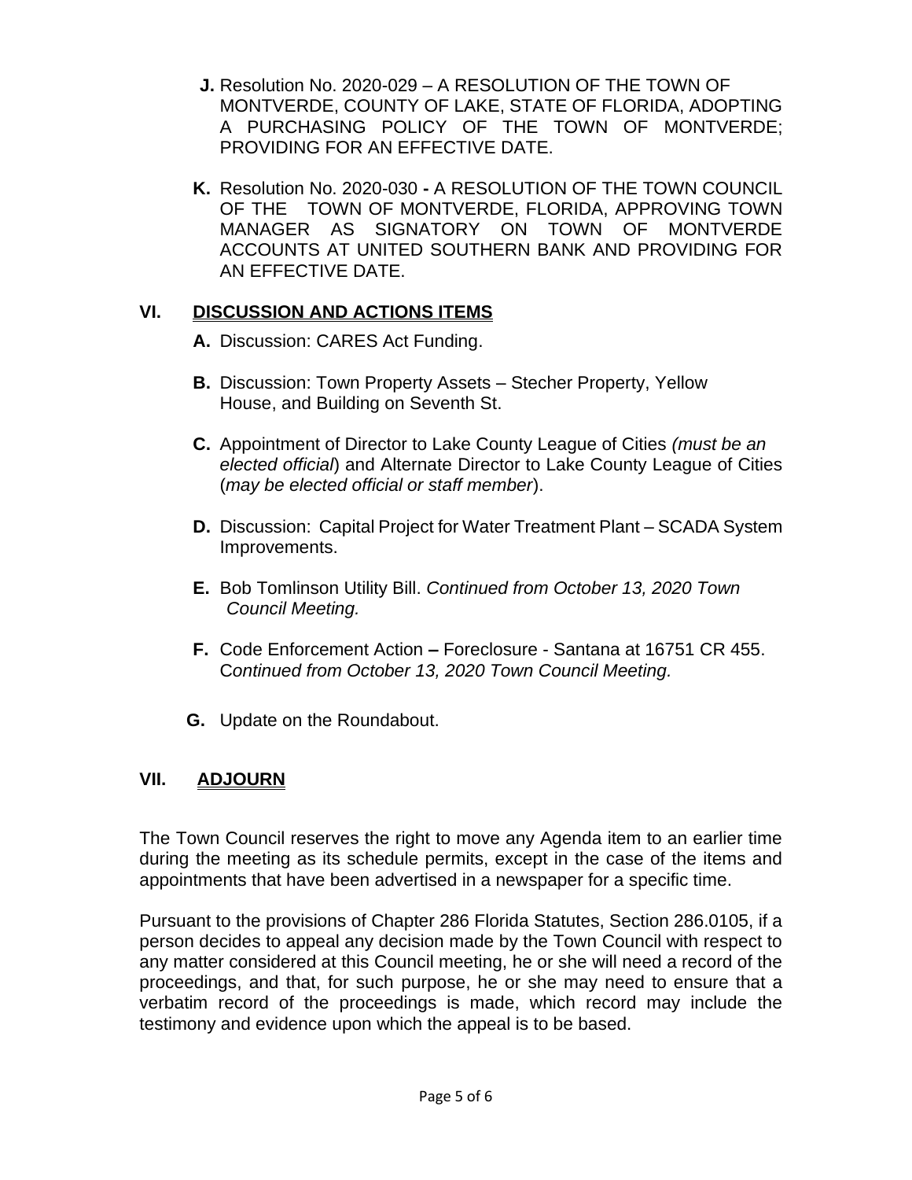**J.** Resolution No. 2020-029 – A RESOLUTION OF THE TOWN OF MONTVERDE, COUNTY OF LAKE, STATE OF FLORIDA, ADOPTING A PURCHASING POLICY OF THE TOWN OF MONTVERDE; PROVIDING FOR AN EFFECTIVE DATE.

**K.** Resolution No. 2020-030 **-** A RESOLUTION OF THE TOWN COUNCIL OF THE TOWN OF MONTVERDE, FLORIDA, APPROVING TOWN MANAGER AS SIGNATORY ON TOWN OF MONTVERDE ACCOUNTS AT UNITED SOUTHERN BANK AND PROVIDING FOR AN EFFECTIVE DATE.

## VI. DISCUSSION AND ACTIONS ITEMS

**A.** Discussion: CARES Act Funding.

**B.** Discussion: Town Property Assets – Stecher Property, Yellow House, and Building on Seventh St.

**C.** Appointment of Director to Lake County League of Cities *(must be an elected official*) and Alternate Director to Lake County League of Cities (*may be elected official or staff member*).

**D.** Discussion: Capital Project for Water Treatment Plant – SCADA System Improvements.

**E.** Bob Tomlinson Utility Bill. *Continued from October 13, 2020 Town Council Meeting.*

**F.** Code Enforcement Action **–** Foreclosure - Santana at 16751 CR 455. C*ontinued from October 13, 2020 Town Council Meeting.*

**G.** Update on the Roundabout.

## VII. ADJOURN

The Town Council reserves the right to move any Agenda item to an earlier time during the meeting as its schedule permits, except in the case of the items and appointments that have been advertised in a newspaper for a specific time.

Pursuant to the provisions of Chapter 286 Florida Statutes, Section 286.0105, if a person decides to appeal any decision made by the Town Council with respect to any matter considered at this Council meeting, he or she will need a record of the proceedings, and that, for such purpose, he or she may need to ensure that a verbatim record of the proceedings is made, which record may include the testimony and evidence upon which the appeal is to be based.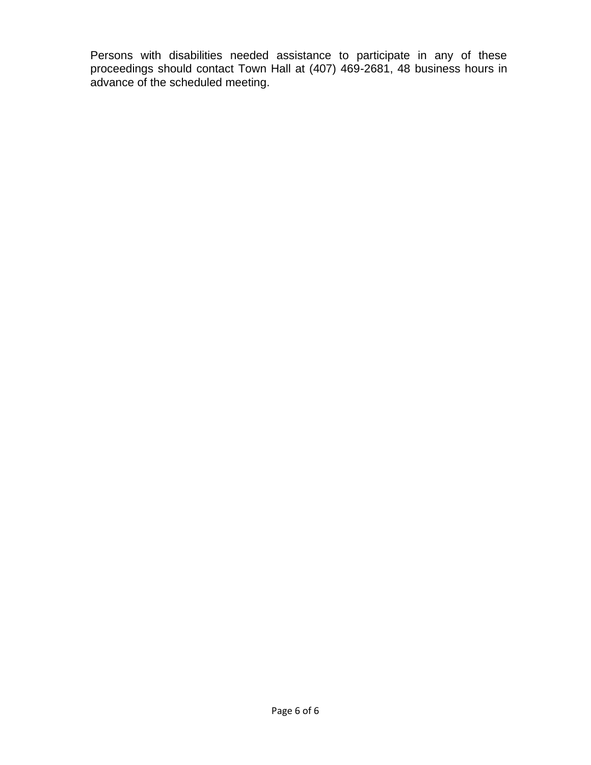Persons with disabilities needed assistance to participate in any of these proceedings should contact Town Hall at (407) 469-2681, 48 business hours in advance of the scheduled meeting.